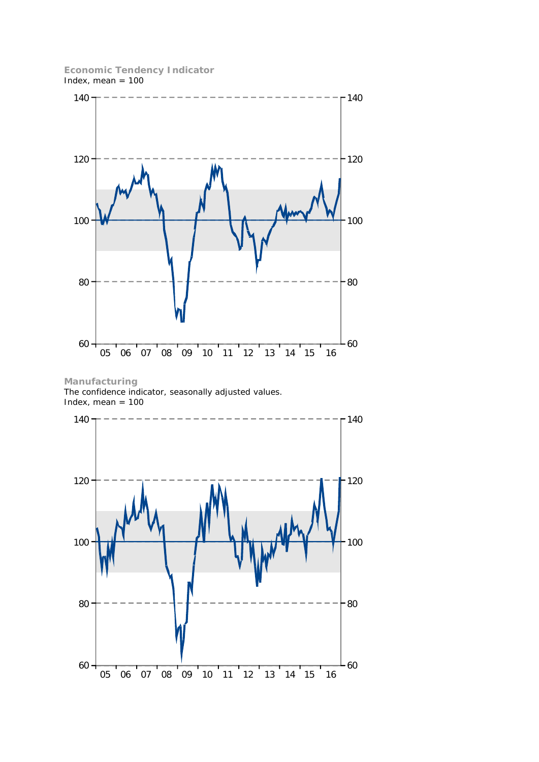**Economic Tendency Indicator**

Index, mean = 100

**Manufacturing**

The confidence indicator, seasonally adjusted values.

Index, mean = 100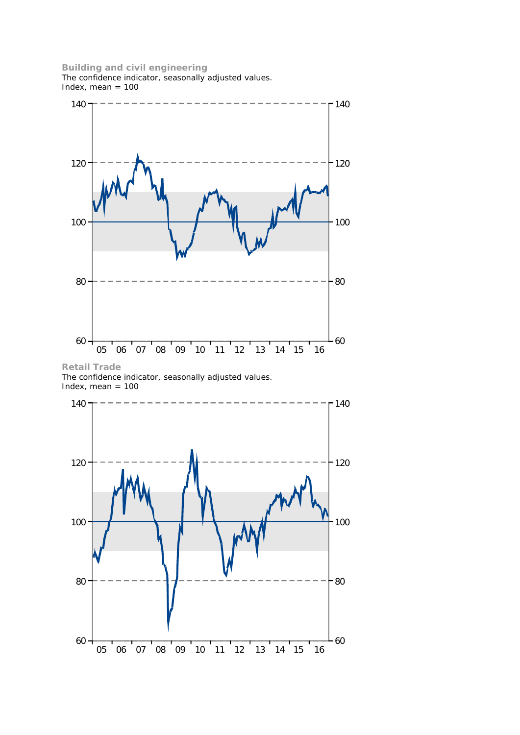**Building and civil engineering**

The confidence indicator, seasonally adjusted values.
Index, mean = 100

**Retail Trade**

The confidence indicator, seasonally adjusted values.
Index, mean = 100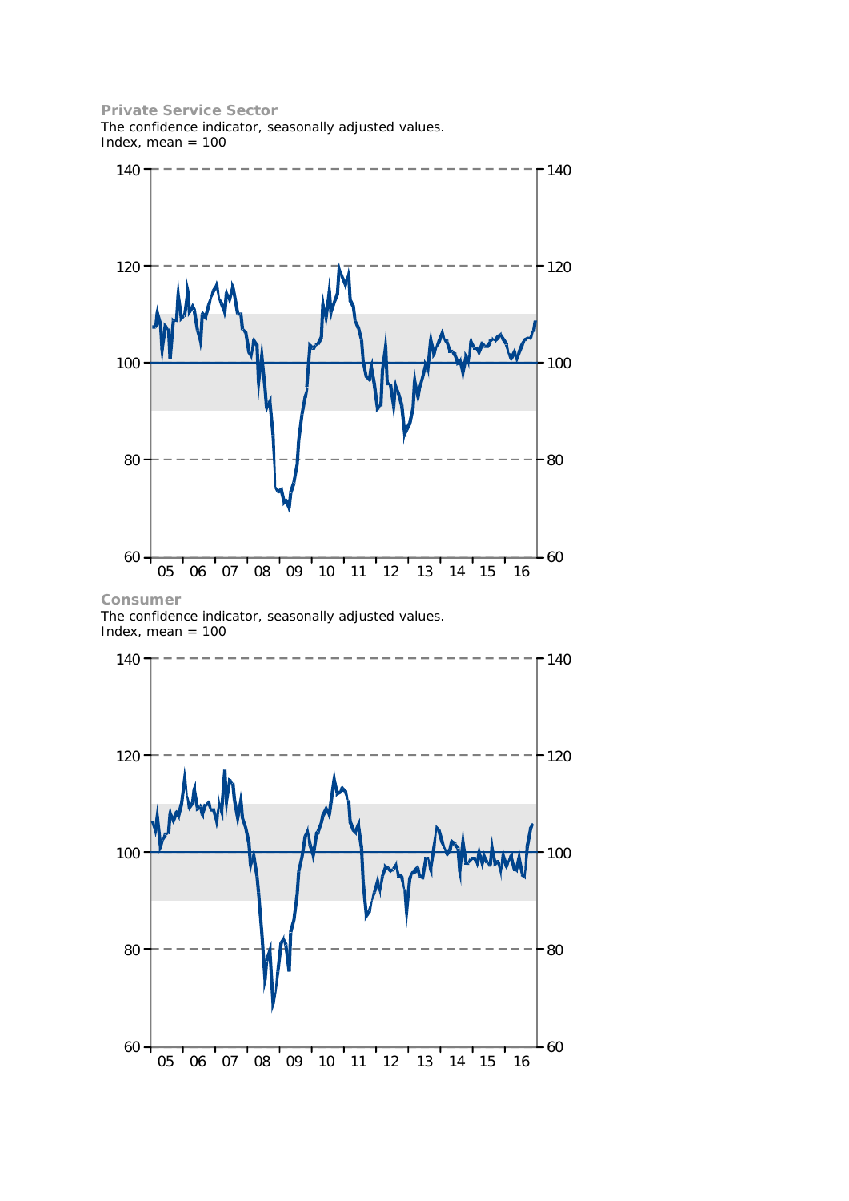**Private Service Sector**

The confidence indicator, seasonally adjusted values.
Index, mean = 100

140
120
100
80
60

05 06 07 08 09 10 11 12 13 14 15 16

**Consumer**

The confidence indicator, seasonally adjusted values.
Index, mean = 100

140
120
100
80
60

05 06 07 08 09 10 11 12 13 14 15 16